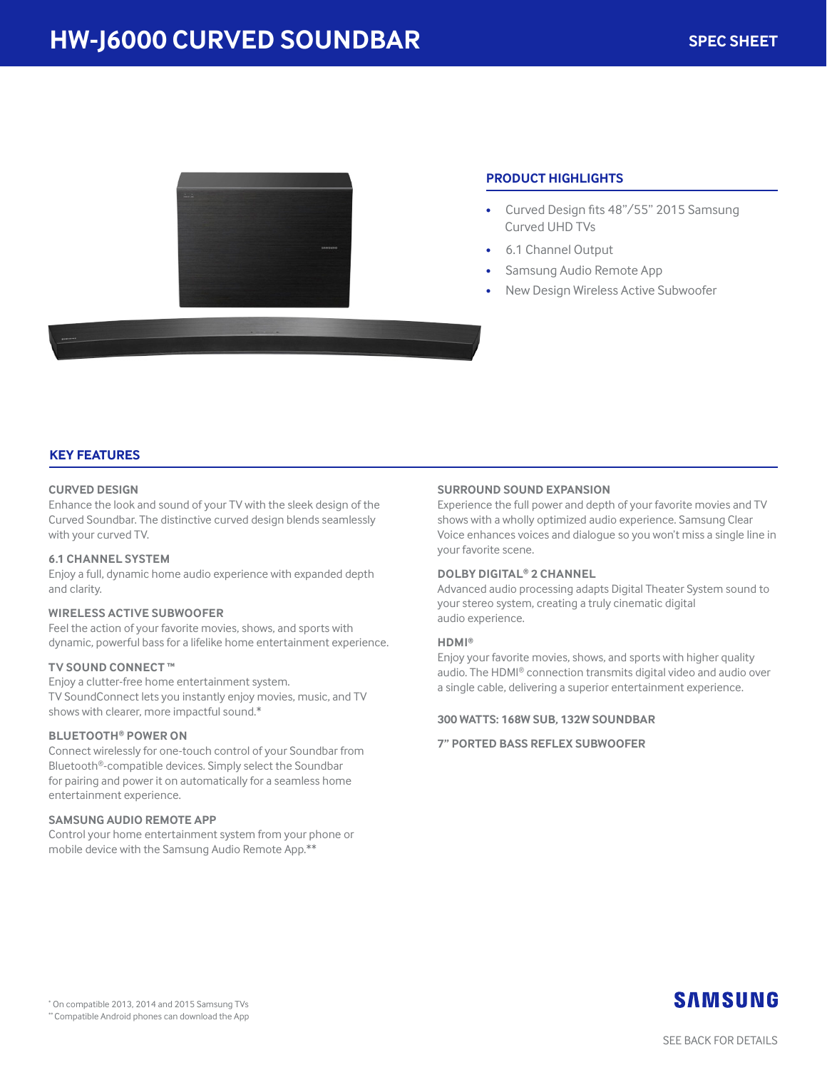# HW-J6000 CURVED SOUNDBAR

SPEC SHEET

## PRODUCT HIGHLIGHTS

- Curved Design fits 48”/55” 2015 Samsung Curved UHD TVs
- 6.1 Channel Output
- Samsung Audio Remote App
- New Design Wireless Active Subwoofer

## KEY FEATURES

### CURVED DESIGN

Enhance the look and sound of your TV with the sleek design of the Curved Soundbar. The distinctive curved design blends seamlessly with your curved TV.

### 6.1 CHANNEL SYSTEM

Enjoy a full, dynamic home audio experience with expanded depth and clarity.

### WIRELESS ACTIVE SUBWOOFER

Feel the action of your favorite movies, shows, and sports with dynamic, powerful bass for a lifelike home entertainment experience.

### TV SOUND CONNECT ™

Enjoy a clutter-free home entertainment system.
TV SoundConnect lets you instantly enjoy movies, music, and TV shows with clearer, more impactful sound.*

### BLUETOOTH® POWER ON

Connect wirelessly for one-touch control of your Soundbar from Bluetooth®-compatible devices. Simply select the Soundbar for pairing and power it on automatically for a seamless home entertainment experience.

### SAMSUNG AUDIO REMOTE APP

Control your home entertainment system from your phone or mobile device with the Samsung Audio Remote App.**

### SURROUND SOUND EXPANSION

Experience the full power and depth of your favorite movies and TV shows with a wholly optimized audio experience. Samsung Clear Voice enhances voices and dialogue so you won’t miss a single line in your favorite scene.

### DOLBY DIGITAL® 2 CHANNEL

Advanced audio processing adapts Digital Theater System sound to your stereo system, creating a truly cinematic digital audio experience.

### HDMI®

Enjoy your favorite movies, shows, and sports with higher quality audio. The HDMI® connection transmits digital video and audio over a single cable, delivering a superior entertainment experience.

### 300 WATTS: 168W SUB, 132W SOUNDBAR

### 7” PORTED BASS REFLEX SUBWOOFER

* On compatible 2013, 2014 and 2015 Samsung TVs
** Compatible Android phones can download the App

SAMSUNG

SEE BACK FOR DETAILS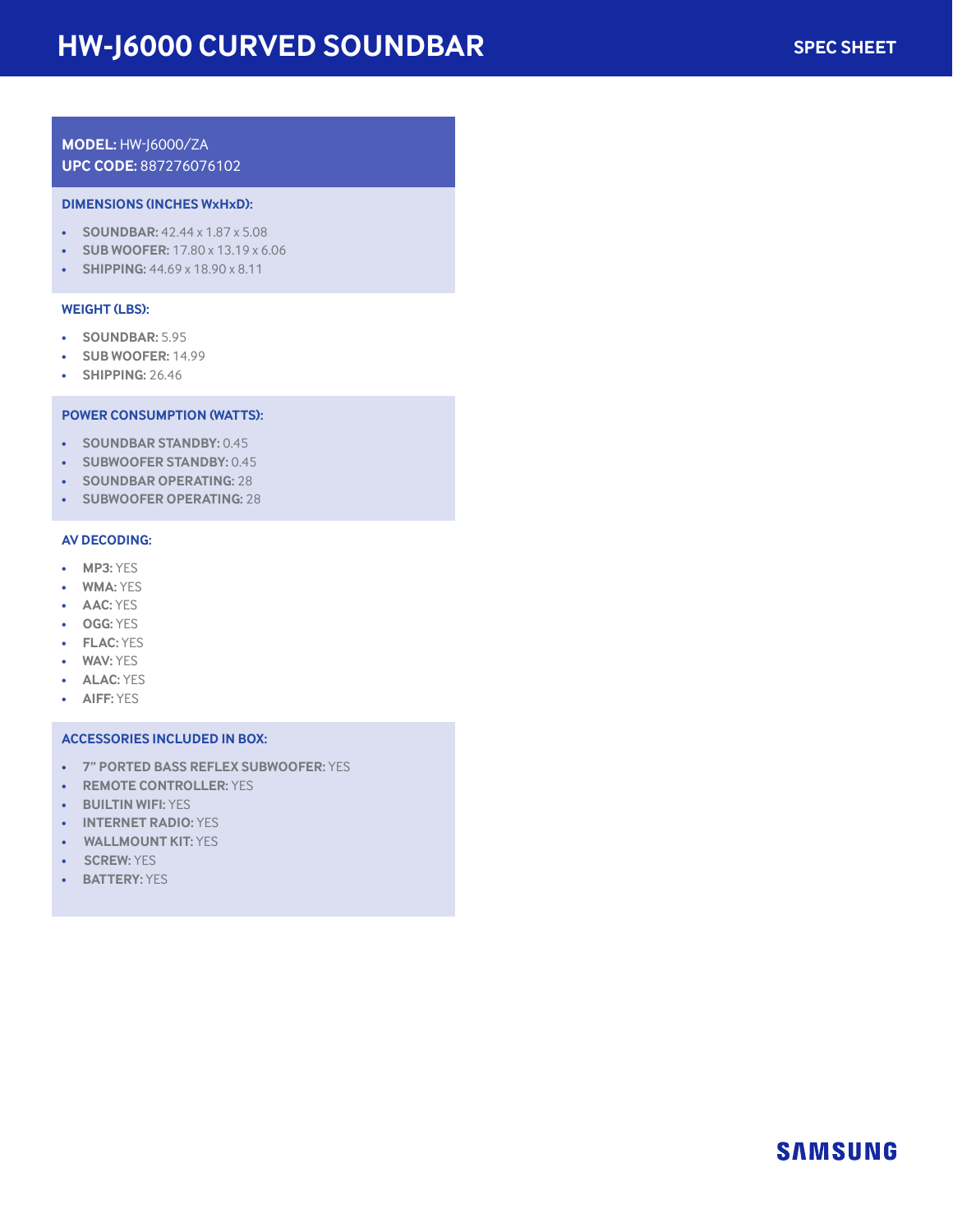# HW-J6000 CURVED SOUNDBAR

**SPEC SHEET**

**MODEL:** HW-J6000/ZA
**UPC CODE:** 887276076102

### DIMENSIONS (INCHES WxHxD):

- **SOUNDBAR:** 42.44 x 1.87 x 5.08
- **SUB WOOFER:** 17.80 x 13.19 x 6.06
- **SHIPPING:** 44.69 x 18.90 x 8.11

### WEIGHT (LBS):

- **SOUNDBAR:** 5.95
- **SUB WOOFER:** 14.99
- **SHIPPING:** 26.46

### POWER CONSUMPTION (WATTS):

- **SOUNDBAR STANDBY:** 0.45
- **SUBWOOFER STANDBY:** 0.45
- **SOUNDBAR OPERATING:** 28
- **SUBWOOFER OPERATING:** 28

### AV DECODING:

- **MP3:** YES
- **WMA:** YES
- **AAC:** YES
- **OGG:** YES
- **FLAC:** YES
- **WAV:** YES
- **ALAC:** YES
- **AIFF:** YES

### ACCESSORIES INCLUDED IN BOX:

- **7" PORTED BASS REFLEX SUBWOOFER:** YES
- **REMOTE CONTROLLER:** YES
- **BUILTIN WIFI:** YES
- **INTERNET RADIO:** YES
- **WALLMOUNT KIT:** YES
- **SCREW:** YES
- **BATTERY:** YES

SAMSUNG